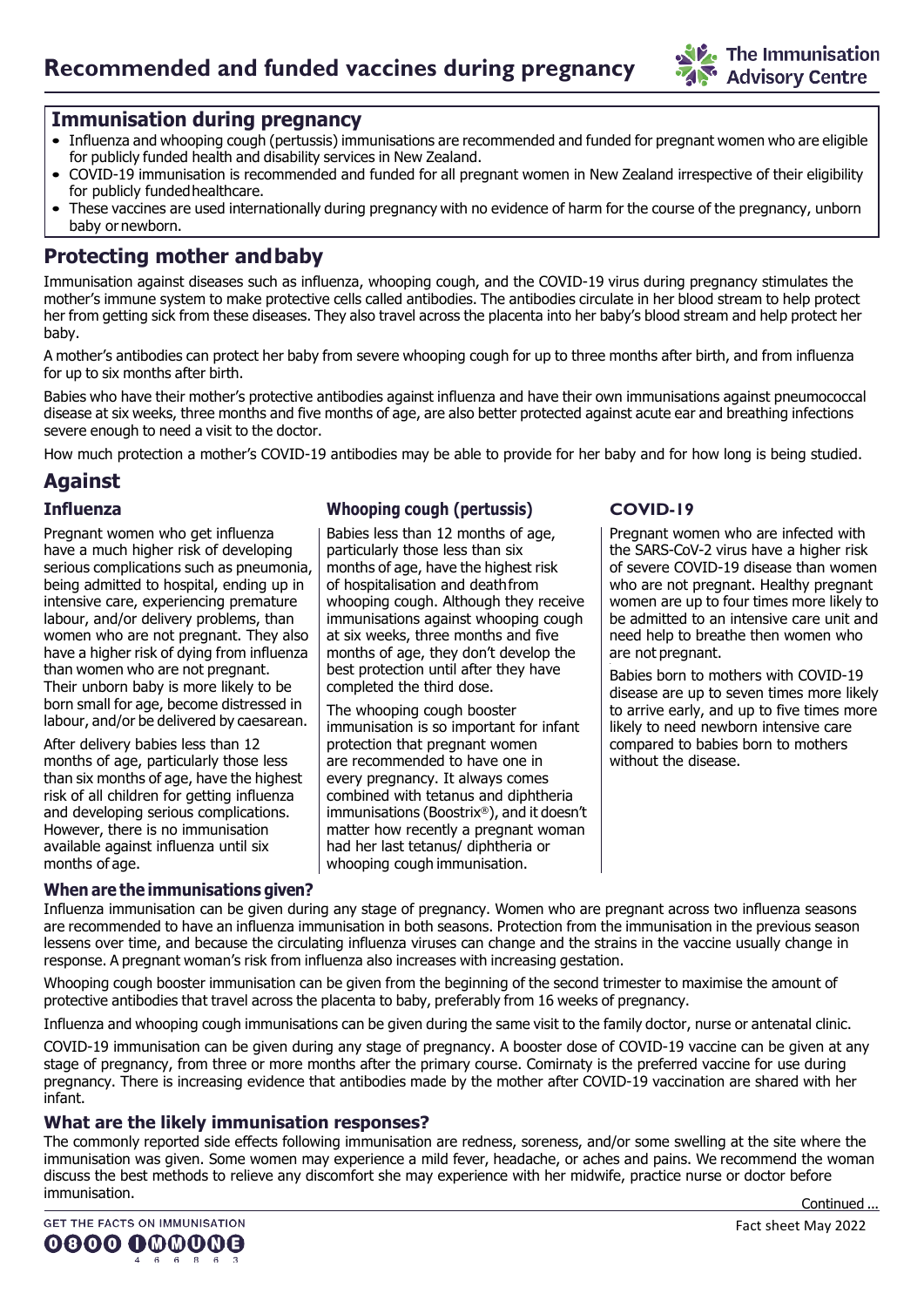# Recommended and funded vaccines during pregnancy

The Immunisation Advisory Centre

## Immunisation during pregnancy

- Influenza and whooping cough (pertussis) immunisations are recommended and funded for pregnant women who are eligible for publicly funded health and disability services in New Zealand.
- COVID-19 immunisation is recommended and funded for all pregnant women in New Zealand irrespective of their eligibility for publicly funded healthcare.
- These vaccines are used internationally during pregnancy with no evidence of harm for the course of the pregnancy, unborn baby or newborn.

## Protecting mother and baby

Immunisation against diseases such as influenza, whooping cough, and the COVID-19 virus during pregnancy stimulates the mother's immune system to make protective cells called antibodies. The antibodies circulate in her blood stream to help protect her from getting sick from these diseases. They also travel across the placenta into her baby's blood stream and help protect her baby.

A mother's antibodies can protect her baby from severe whooping cough for up to three months after birth, and from influenza for up to six months after birth.

Babies who have their mother's protective antibodies against influenza and have their own immunisations against pneumococcal disease at six weeks, three months and five months of age, are also better protected against acute ear and breathing infections severe enough to need a visit to the doctor.

How much protection a mother's COVID-19 antibodies may be able to provide for her baby and for how long is being studied.

## Against

### Influenza

Pregnant women who get influenza have a much higher risk of developing serious complications such as pneumonia, being admitted to hospital, ending up in intensive care, experiencing premature labour, and/or delivery problems, than women who are not pregnant. They also have a higher risk of dying from influenza than women who are not pregnant. Their unborn baby is more likely to be born small for age, become distressed in labour, and/or be delivered by caesarean.

After delivery babies less than 12 months of age, particularly those less than six months of age, have the highest risk of all children for getting influenza and developing serious complications. However, there is no immunisation available against influenza until six months of age.

### Whooping cough (pertussis)

Babies less than 12 months of age, particularly those less than six months of age, have the highest risk of hospitalisation and death from whooping cough. Although they receive immunisations against whooping cough at six weeks, three months and five months of age, they don't develop the best protection until after they have completed the third dose.

The whooping cough booster immunisation is so important for infant protection that pregnant women are recommended to have one in every pregnancy. It always comes combined with tetanus and diphtheria immunisations (Boostrix®), and it doesn't matter how recently a pregnant woman had her last tetanus/ diphtheria or whooping cough immunisation.

### COVID-19

Pregnant women who are infected with the SARS-CoV-2 virus have a higher risk of severe COVID-19 disease than women who are not pregnant. Healthy pregnant women are up to four times more likely to be admitted to an intensive care unit and need help to breathe then women who are not pregnant.

Babies born to mothers with COVID-19 disease are up to seven times more likely to arrive early, and up to five times more likely to need newborn intensive care compared to babies born to mothers without the disease.

### When are the immunisations given?

Influenza immunisation can be given during any stage of pregnancy. Women who are pregnant across two influenza seasons are recommended to have an influenza immunisation in both seasons. Protection from the immunisation in the previous season lessens over time, and because the circulating influenza viruses can change and the strains in the vaccine usually change in response. A pregnant woman's risk from influenza also increases with increasing gestation.

Whooping cough booster immunisation can be given from the beginning of the second trimester to maximise the amount of protective antibodies that travel across the placenta to baby, preferably from 16 weeks of pregnancy.

Influenza and whooping cough immunisations can be given during the same visit to the family doctor, nurse or antenatal clinic.

COVID-19 immunisation can be given during any stage of pregnancy. A booster dose of COVID-19 vaccine can be given at any stage of pregnancy, from three or more months after the primary course. Comirnaty is the preferred vaccine for use during pregnancy. There is increasing evidence that antibodies made by the mother after COVID-19 vaccination are shared with her infant.

### What are the likely immunisation responses?

The commonly reported side effects following immunisation are redness, soreness, and/or some swelling at the site where the immunisation was given. Some women may experience a mild fever, headache, or aches and pains. We recommend the woman discuss the best methods to relieve any discomfort she may experience with her midwife, practice nurse or doctor before immunisation.

Continued …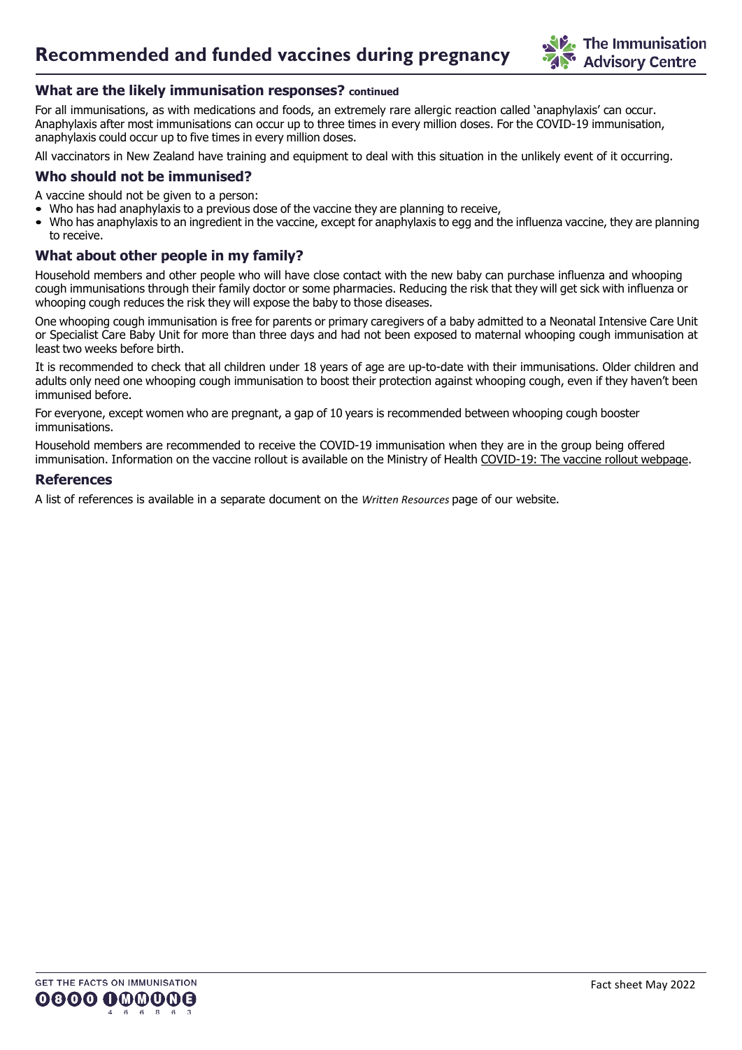## What are the likely immunisation responses? continued

For all immunisations, as with medications and foods, an extremely rare allergic reaction called 'anaphylaxis' can occur. Anaphylaxis after most immunisations can occur up to three times in every million doses. For the COVID-19 immunisation, anaphylaxis could occur up to five times in every million doses.

All vaccinators in New Zealand have training and equipment to deal with this situation in the unlikely event of it occurring.

## Who should not be immunised?

A vaccine should not be given to a person:

- Who has had anaphylaxis to a previous dose of the vaccine they are planning to receive,
- Who has anaphylaxis to an ingredient in the vaccine, except for anaphylaxis to egg and the influenza vaccine, they are planning to receive.

## What about other people in my family?

Household members and other people who will have close contact with the new baby can purchase influenza and whooping cough immunisations through their family doctor or some pharmacies. Reducing the risk that they will get sick with influenza or whooping cough reduces the risk they will expose the baby to those diseases.

One whooping cough immunisation is free for parents or primary caregivers of a baby admitted to a Neonatal Intensive Care Unit or Specialist Care Baby Unit for more than three days and had not been exposed to maternal whooping cough immunisation at least two weeks before birth.

It is recommended to check that all children under 18 years of age are up-to-date with their immunisations. Older children and adults only need one whooping cough immunisation to boost their protection against whooping cough, even if they haven't been immunised before.

For everyone, except women who are pregnant, a gap of 10 years is recommended between whooping cough booster immunisations.

Household members are recommended to receive the COVID-19 immunisation when they are in the group being offered immunisation. Information on the vaccine rollout is available on the Ministry of Health COVID-19: The vaccine rollout webpage.

## References

A list of references is available in a separate document on the *Written Resources* page of our website.